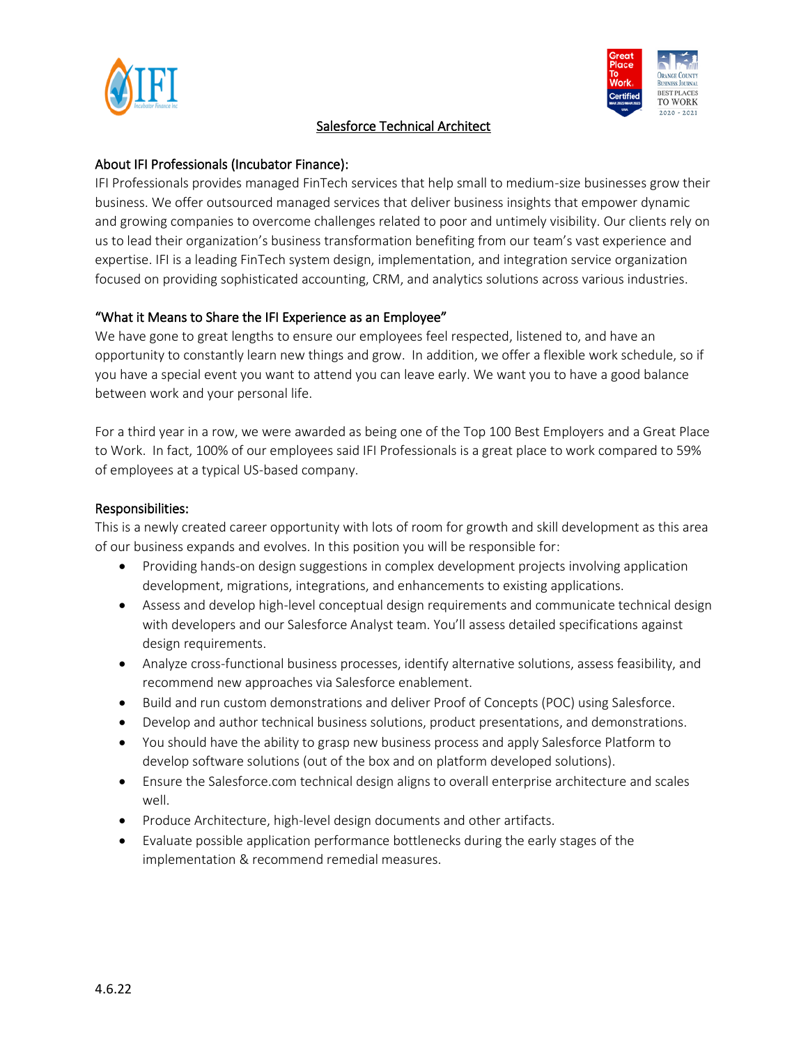# Salesforce Technical Architect

## About IFI Professionals (Incubator Finance):

IFI Professionals provides managed FinTech services that help small to medium-size businesses grow their business. We offer outsourced managed services that deliver business insights that empower dynamic and growing companies to overcome challenges related to poor and untimely visibility. Our clients rely on us to lead their organization's business transformation benefiting from our team's vast experience and expertise. IFI is a leading FinTech system design, implementation, and integration service organization focused on providing sophisticated accounting, CRM, and analytics solutions across various industries.

## "What it Means to Share the IFI Experience as an Employee"

We have gone to great lengths to ensure our employees feel respected, listened to, and have an opportunity to constantly learn new things and grow. In addition, we offer a flexible work schedule, so if you have a special event you want to attend you can leave early. We want you to have a good balance between work and your personal life.

For a third year in a row, we were awarded as being one of the Top 100 Best Employers and a Great Place to Work. In fact, 100% of our employees said IFI Professionals is a great place to work compared to 59% of employees at a typical US-based company.

## Responsibilities:

This is a newly created career opportunity with lots of room for growth and skill development as this area of our business expands and evolves. In this position you will be responsible for:

- Providing hands-on design suggestions in complex development projects involving application development, migrations, integrations, and enhancements to existing applications.
- Assess and develop high-level conceptual design requirements and communicate technical design with developers and our Salesforce Analyst team. You'll assess detailed specifications against design requirements.
- Analyze cross-functional business processes, identify alternative solutions, assess feasibility, and recommend new approaches via Salesforce enablement.
- Build and run custom demonstrations and deliver Proof of Concepts (POC) using Salesforce.
- Develop and author technical business solutions, product presentations, and demonstrations.
- You should have the ability to grasp new business process and apply Salesforce Platform to develop software solutions (out of the box and on platform developed solutions).
- Ensure the Salesforce.com technical design aligns to overall enterprise architecture and scales well.
- Produce Architecture, high-level design documents and other artifacts.
- Evaluate possible application performance bottlenecks during the early stages of the implementation & recommend remedial measures.

4.6.22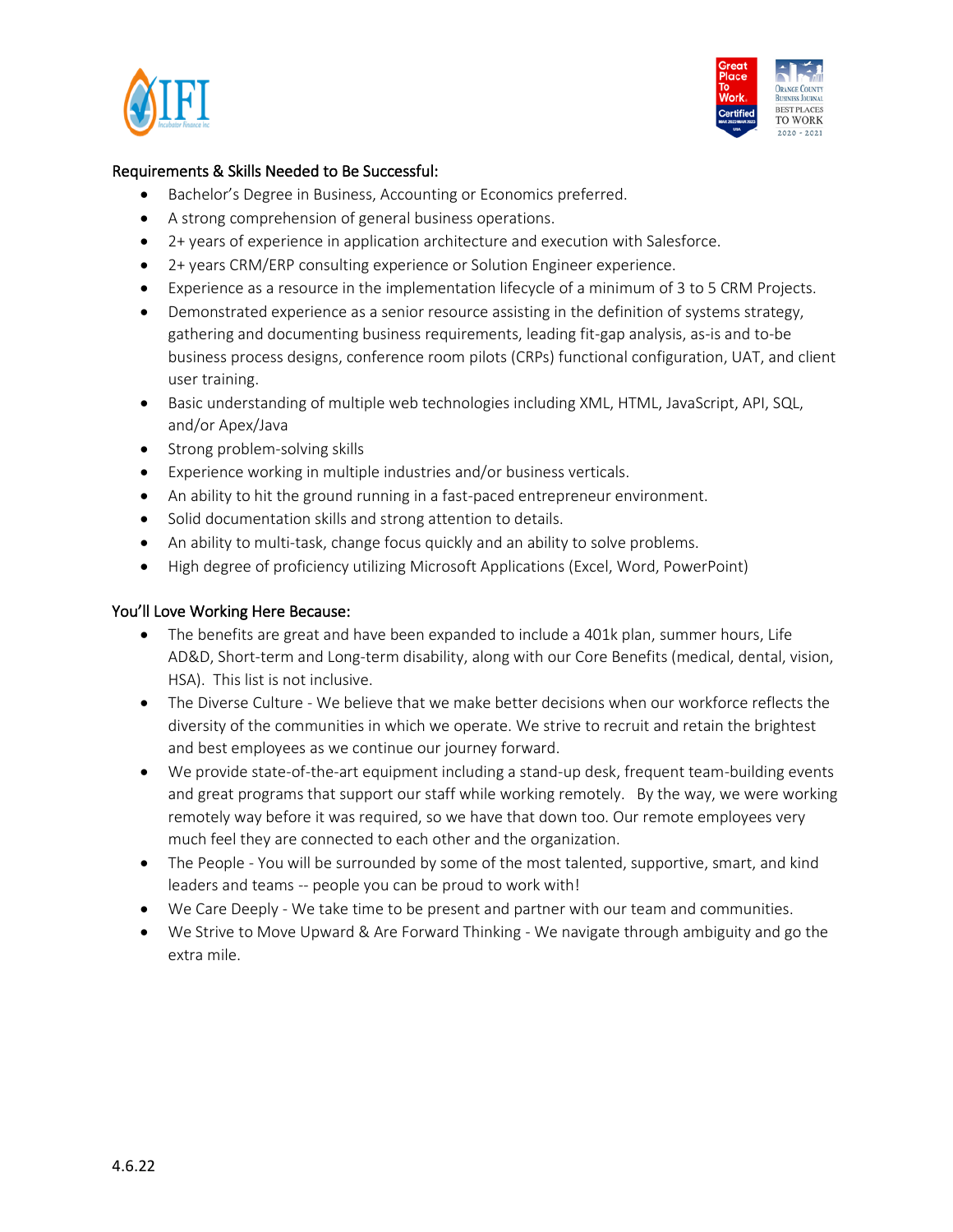## Requirements & Skills Needed to Be Successful:

- Bachelor's Degree in Business, Accounting or Economics preferred.
- A strong comprehension of general business operations.
- 2+ years of experience in application architecture and execution with Salesforce.
- 2+ years CRM/ERP consulting experience or Solution Engineer experience.
- Experience as a resource in the implementation lifecycle of a minimum of 3 to 5 CRM Projects.
- Demonstrated experience as a senior resource assisting in the definition of systems strategy, gathering and documenting business requirements, leading fit-gap analysis, as-is and to-be business process designs, conference room pilots (CRPs) functional configuration, UAT, and client user training.
- Basic understanding of multiple web technologies including XML, HTML, JavaScript, API, SQL, and/or Apex/Java
- Strong problem-solving skills
- Experience working in multiple industries and/or business verticals.
- An ability to hit the ground running in a fast-paced entrepreneur environment.
- Solid documentation skills and strong attention to details.
- An ability to multi-task, change focus quickly and an ability to solve problems.
- High degree of proficiency utilizing Microsoft Applications (Excel, Word, PowerPoint)

## You'll Love Working Here Because:

- The benefits are great and have been expanded to include a 401k plan, summer hours, Life AD&D, Short-term and Long-term disability, along with our Core Benefits (medical, dental, vision, HSA). This list is not inclusive.
- The Diverse Culture - We believe that we make better decisions when our workforce reflects the diversity of the communities in which we operate. We strive to recruit and retain the brightest and best employees as we continue our journey forward.
- We provide state-of-the-art equipment including a stand-up desk, frequent team-building events and great programs that support our staff while working remotely. By the way, we were working remotely way before it was required, so we have that down too. Our remote employees very much feel they are connected to each other and the organization.
- The People - You will be surrounded by some of the most talented, supportive, smart, and kind leaders and teams -- people you can be proud to work with!
- We Care Deeply - We take time to be present and partner with our team and communities.
- We Strive to Move Upward & Are Forward Thinking - We navigate through ambiguity and go the extra mile.

4.6.22